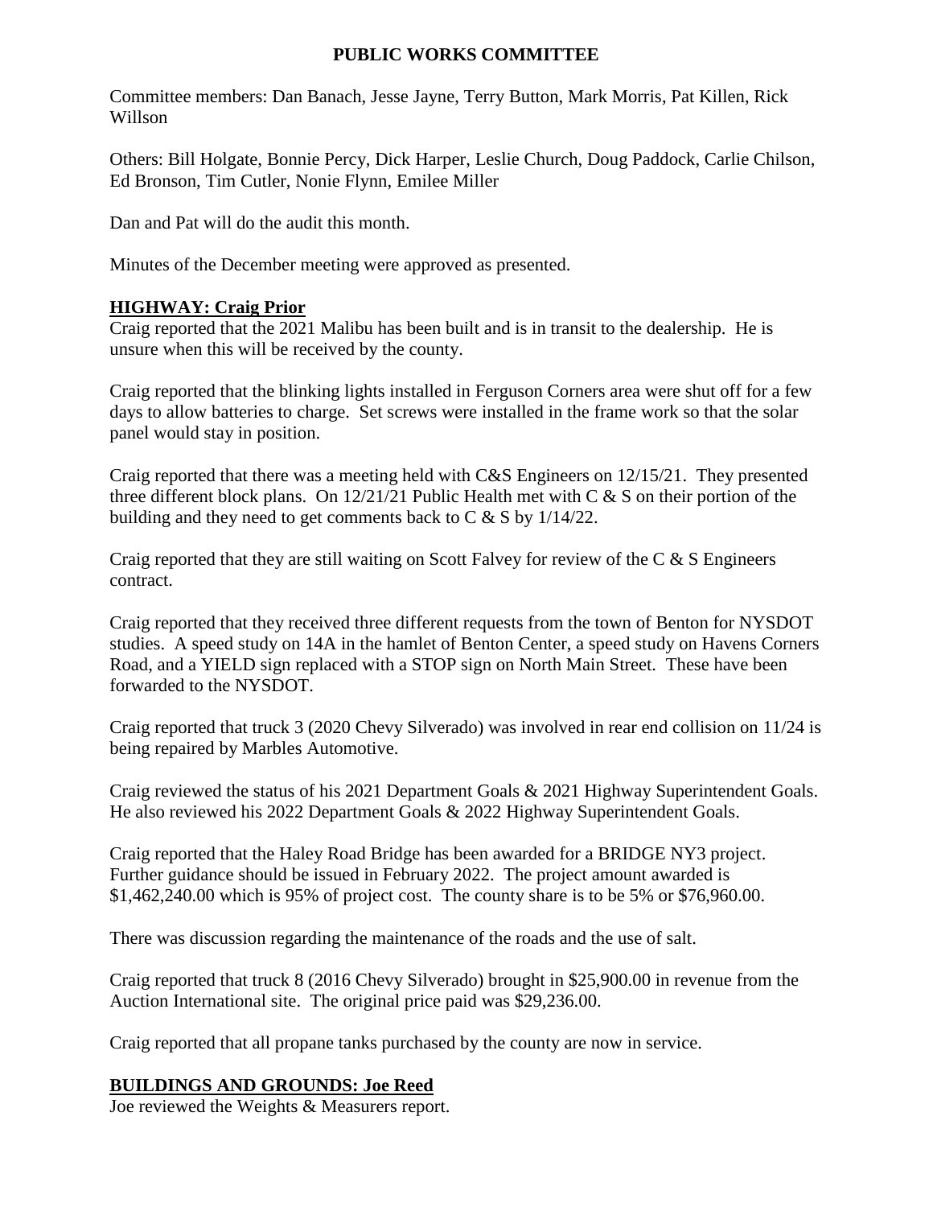# PUBLIC WORKS COMMITTEE

Committee members: Dan Banach, Jesse Jayne, Terry Button, Mark Morris, Pat Killen, Rick Willson

Others: Bill Holgate, Bonnie Percy, Dick Harper, Leslie Church, Doug Paddock, Carlie Chilson, Ed Bronson, Tim Cutler, Nonie Flynn, Emilee Miller

Dan and Pat will do the audit this month.

Minutes of the December meeting were approved as presented.

## HIGHWAY: Craig Prior

Craig reported that the 2021 Malibu has been built and is in transit to the dealership. He is unsure when this will be received by the county.

Craig reported that the blinking lights installed in Ferguson Corners area were shut off for a few days to allow batteries to charge. Set screws were installed in the frame work so that the solar panel would stay in position.

Craig reported that there was a meeting held with C&S Engineers on 12/15/21. They presented three different block plans. On 12/21/21 Public Health met with C & S on their portion of the building and they need to get comments back to C & S by 1/14/22.

Craig reported that they are still waiting on Scott Falvey for review of the C & S Engineers contract.

Craig reported that they received three different requests from the town of Benton for NYSDOT studies. A speed study on 14A in the hamlet of Benton Center, a speed study on Havens Corners Road, and a YIELD sign replaced with a STOP sign on North Main Street. These have been forwarded to the NYSDOT.

Craig reported that truck 3 (2020 Chevy Silverado) was involved in rear end collision on 11/24 is being repaired by Marbles Automotive.

Craig reviewed the status of his 2021 Department Goals & 2021 Highway Superintendent Goals. He also reviewed his 2022 Department Goals & 2022 Highway Superintendent Goals.

Craig reported that the Haley Road Bridge has been awarded for a BRIDGE NY3 project. Further guidance should be issued in February 2022. The project amount awarded is \$1,462,240.00 which is 95% of project cost. The county share is to be 5% or \$76,960.00.

There was discussion regarding the maintenance of the roads and the use of salt.

Craig reported that truck 8 (2016 Chevy Silverado) brought in \$25,900.00 in revenue from the Auction International site. The original price paid was \$29,236.00.

Craig reported that all propane tanks purchased by the county are now in service.

## BUILDINGS AND GROUNDS: Joe Reed

Joe reviewed the Weights & Measurers report.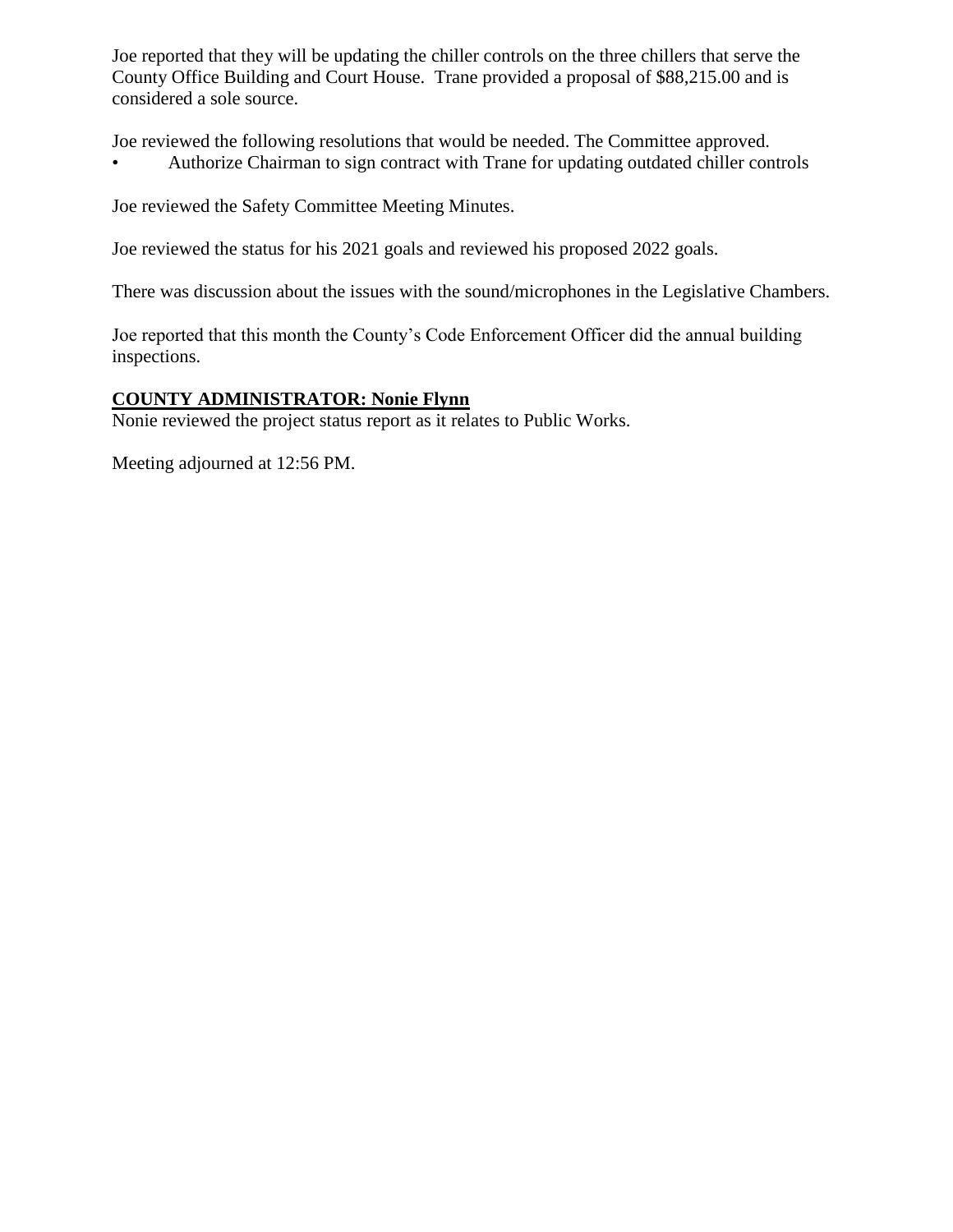Joe reported that they will be updating the chiller controls on the three chillers that serve the County Office Building and Court House. Trane provided a proposal of $88,215.00 and is considered a sole source.

Joe reviewed the following resolutions that would be needed. The Committee approved.

- Authorize Chairman to sign contract with Trane for updating outdated chiller controls

Joe reviewed the Safety Committee Meeting Minutes.

Joe reviewed the status for his 2021 goals and reviewed his proposed 2022 goals.

There was discussion about the issues with the sound/microphones in the Legislative Chambers.

Joe reported that this month the County's Code Enforcement Officer did the annual building inspections.

**COUNTY ADMINISTRATOR: Nonie Flynn**

Nonie reviewed the project status report as it relates to Public Works.

Meeting adjourned at 12:56 PM.